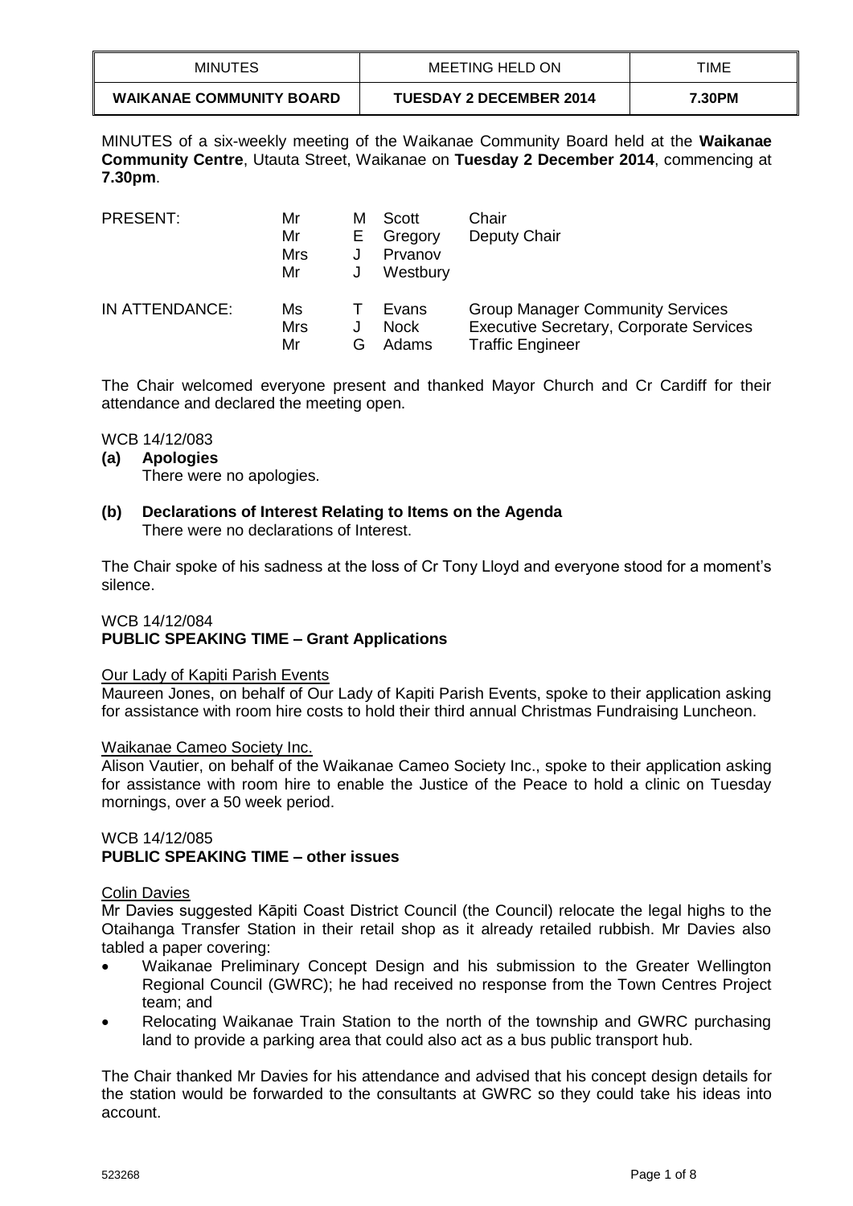| MINUTES | MEETING HELD ON | TIME |
| --- | --- | --- |
| **WAIKANAE COMMUNITY BOARD** | **TUESDAY 2 DECEMBER 2014** | **7.30PM** |

MINUTES of a six-weekly meeting of the Waikanae Community Board held at the **Waikanae Community Centre**, Utauta Street, Waikanae on **Tuesday 2 December 2014**, commencing at **7.30pm**.

| | | | | |
| --- | --- | --- | --- | --- |
| PRESENT: | Mr | M | Scott | Chair |
| | Mr | E | Gregory | Deputy Chair |
| | Mrs | J | Prvanov | |
| | Mr | J | Westbury | |
| IN ATTENDANCE: | Ms | T | Evans | Group Manager Community Services |
| | Mrs | J | Nock | Executive Secretary, Corporate Services |
| | Mr | G | Adams | Traffic Engineer |

The Chair welcomed everyone present and thanked Mayor Church and Cr Cardiff for their attendance and declared the meeting open.

WCB 14/12/083

**(a) Apologies**

There were no apologies.

**(b) Declarations of Interest Relating to Items on the Agenda**

There were no declarations of Interest.

The Chair spoke of his sadness at the loss of Cr Tony Lloyd and everyone stood for a moment's silence.

WCB 14/12/084
**PUBLIC SPEAKING TIME – Grant Applications**

Our Lady of Kapiti Parish Events

Maureen Jones, on behalf of Our Lady of Kapiti Parish Events, spoke to their application asking for assistance with room hire costs to hold their third annual Christmas Fundraising Luncheon.

Waikanae Cameo Society Inc.

Alison Vautier, on behalf of the Waikanae Cameo Society Inc., spoke to their application asking for assistance with room hire to enable the Justice of the Peace to hold a clinic on Tuesday mornings, over a 50 week period.

WCB 14/12/085
**PUBLIC SPEAKING TIME – other issues**

Colin Davies

Mr Davies suggested Kāpiti Coast District Council (the Council) relocate the legal highs to the Otaihanga Transfer Station in their retail shop as it already retailed rubbish. Mr Davies also tabled a paper covering:

- Waikanae Preliminary Concept Design and his submission to the Greater Wellington Regional Council (GWRC); he had received no response from the Town Centres Project team; and
- Relocating Waikanae Train Station to the north of the township and GWRC purchasing land to provide a parking area that could also act as a bus public transport hub.

The Chair thanked Mr Davies for his attendance and advised that his concept design details for the station would be forwarded to the consultants at GWRC so they could take his ideas into account.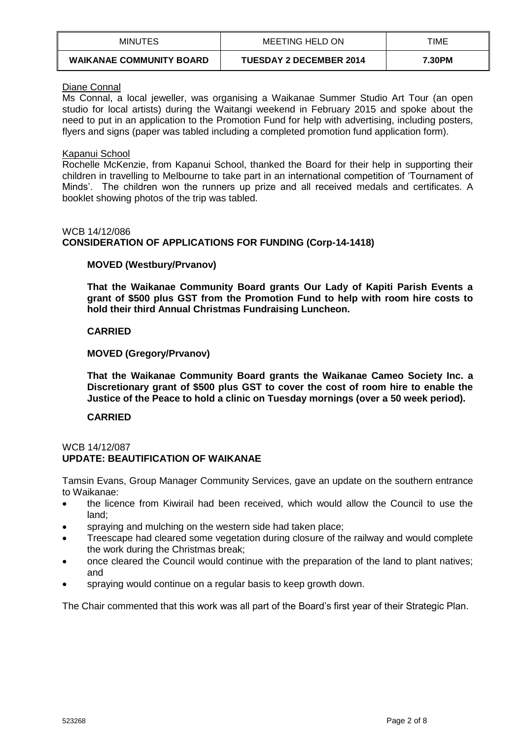Diane Connal

Ms Connal, a local jeweller, was organising a Waikanae Summer Studio Art Tour (an open studio for local artists) during the Waitangi weekend in February 2015 and spoke about the need to put in an application to the Promotion Fund for help with advertising, including posters, flyers and signs (paper was tabled including a completed promotion fund application form).

Kapanui School

Rochelle McKenzie, from Kapanui School, thanked the Board for their help in supporting their children in travelling to Melbourne to take part in an international competition of 'Tournament of Minds'. The children won the runners up prize and all received medals and certificates. A booklet showing photos of the trip was tabled.

WCB 14/12/086

**CONSIDERATION OF APPLICATIONS FOR FUNDING (Corp-14-1418)**

**MOVED (Westbury/Prvanov)**

**That the Waikanae Community Board grants Our Lady of Kapiti Parish Events a grant of $500 plus GST from the Promotion Fund to help with room hire costs to hold their third Annual Christmas Fundraising Luncheon.**

**CARRIED**

**MOVED (Gregory/Prvanov)**

**That the Waikanae Community Board grants the Waikanae Cameo Society Inc. a Discretionary grant of $500 plus GST to cover the cost of room hire to enable the Justice of the Peace to hold a clinic on Tuesday mornings (over a 50 week period).**

**CARRIED**

WCB 14/12/087

**UPDATE: BEAUTIFICATION OF WAIKANAE**

Tamsin Evans, Group Manager Community Services, gave an update on the southern entrance to Waikanae:

- the licence from Kiwirail had been received, which would allow the Council to use the land;
- spraying and mulching on the western side had taken place;
- Treescape had cleared some vegetation during closure of the railway and would complete the work during the Christmas break;
- once cleared the Council would continue with the preparation of the land to plant natives; and
- spraying would continue on a regular basis to keep growth down.

The Chair commented that this work was all part of the Board's first year of their Strategic Plan.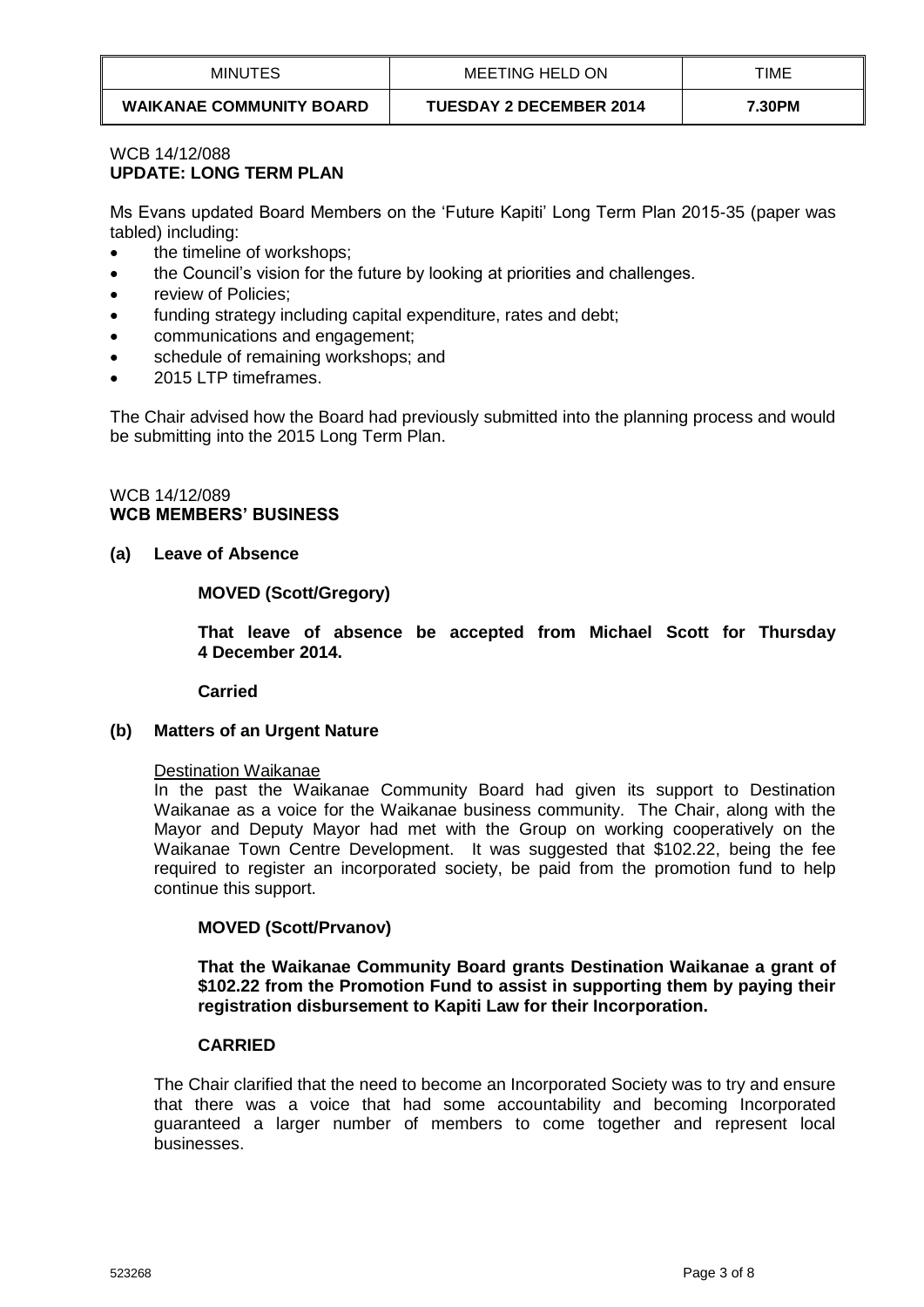WCB 14/12/088
**UPDATE: LONG TERM PLAN**

Ms Evans updated Board Members on the 'Future Kapiti' Long Term Plan 2015-35 (paper was tabled) including:

- the timeline of workshops;
- the Council's vision for the future by looking at priorities and challenges.
- review of Policies;
- funding strategy including capital expenditure, rates and debt;
- communications and engagement;
- schedule of remaining workshops; and
- 2015 LTP timeframes.

The Chair advised how the Board had previously submitted into the planning process and would be submitting into the 2015 Long Term Plan.

WCB 14/12/089
**WCB MEMBERS' BUSINESS**

**(a) Leave of Absence**

**MOVED (Scott/Gregory)**

**That leave of absence be accepted from Michael Scott for Thursday 4 December 2014.**

**Carried**

**(b) Matters of an Urgent Nature**

Destination Waikanae

In the past the Waikanae Community Board had given its support to Destination Waikanae as a voice for the Waikanae business community. The Chair, along with the Mayor and Deputy Mayor had met with the Group on working cooperatively on the Waikanae Town Centre Development. It was suggested that $102.22, being the fee required to register an incorporated society, be paid from the promotion fund to help continue this support.

**MOVED (Scott/Prvanov)**

**That the Waikanae Community Board grants Destination Waikanae a grant of $102.22 from the Promotion Fund to assist in supporting them by paying their registration disbursement to Kapiti Law for their Incorporation.**

**CARRIED**

The Chair clarified that the need to become an Incorporated Society was to try and ensure that there was a voice that had some accountability and becoming Incorporated guaranteed a larger number of members to come together and represent local businesses.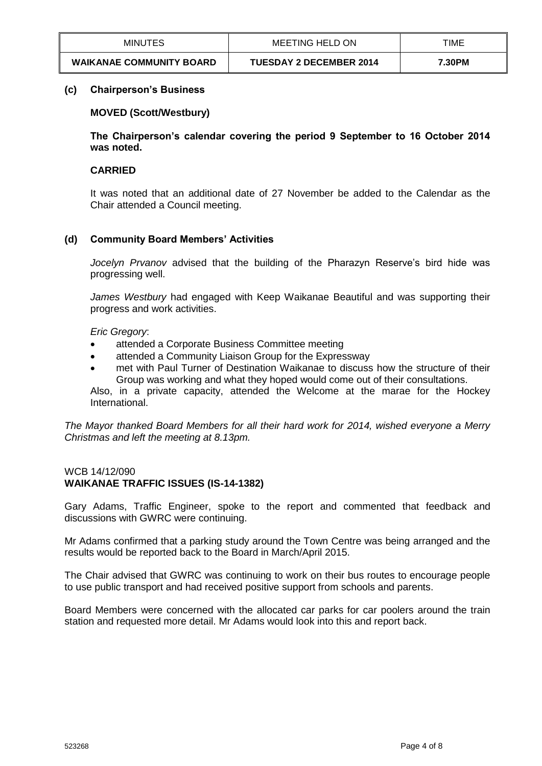**(c) Chairperson's Business**

**MOVED (Scott/Westbury)**

**The Chairperson's calendar covering the period 9 September to 16 October 2014 was noted.**

**CARRIED**

It was noted that an additional date of 27 November be added to the Calendar as the Chair attended a Council meeting.

**(d) Community Board Members' Activities**

*Jocelyn Prvanov* advised that the building of the Pharazyn Reserve's bird hide was progressing well.

*James Westbury* had engaged with Keep Waikanae Beautiful and was supporting their progress and work activities.

*Eric Gregory*:

- attended a Corporate Business Committee meeting
- attended a Community Liaison Group for the Expressway
- met with Paul Turner of Destination Waikanae to discuss how the structure of their Group was working and what they hoped would come out of their consultations.

Also, in a private capacity, attended the Welcome at the marae for the Hockey International.

*The Mayor thanked Board Members for all their hard work for 2014, wished everyone a Merry Christmas and left the meeting at 8.13pm.*

WCB 14/12/090
**WAIKANAE TRAFFIC ISSUES (IS-14-1382)**

Gary Adams, Traffic Engineer, spoke to the report and commented that feedback and discussions with GWRC were continuing.

Mr Adams confirmed that a parking study around the Town Centre was being arranged and the results would be reported back to the Board in March/April 2015.

The Chair advised that GWRC was continuing to work on their bus routes to encourage people to use public transport and had received positive support from schools and parents.

Board Members were concerned with the allocated car parks for car poolers around the train station and requested more detail. Mr Adams would look into this and report back.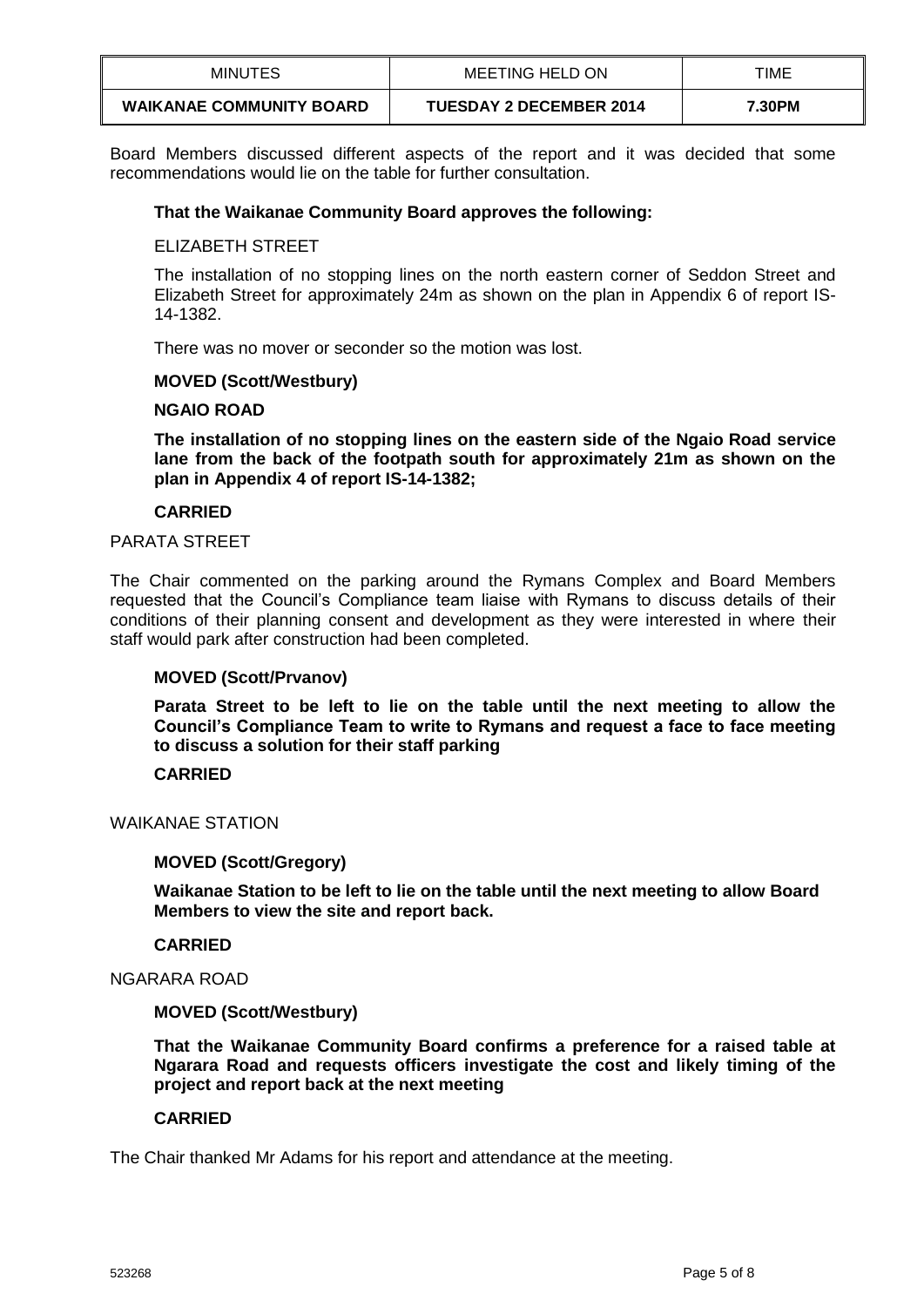Board Members discussed different aspects of the report and it was decided that some recommendations would lie on the table for further consultation.

**That the Waikanae Community Board approves the following:**

ELIZABETH STREET

The installation of no stopping lines on the north eastern corner of Seddon Street and Elizabeth Street for approximately 24m as shown on the plan in Appendix 6 of report IS-14-1382.

There was no mover or seconder so the motion was lost.

**MOVED (Scott/Westbury)**

**NGAIO ROAD**

**The installation of no stopping lines on the eastern side of the Ngaio Road service lane from the back of the footpath south for approximately 21m as shown on the plan in Appendix 4 of report IS-14-1382;**

**CARRIED**

PARATA STREET

The Chair commented on the parking around the Rymans Complex and Board Members requested that the Council's Compliance team liaise with Rymans to discuss details of their conditions of their planning consent and development as they were interested in where their staff would park after construction had been completed.

**MOVED (Scott/Prvanov)**

**Parata Street to be left to lie on the table until the next meeting to allow the Council's Compliance Team to write to Rymans and request a face to face meeting to discuss a solution for their staff parking**

**CARRIED**

WAIKANAE STATION

**MOVED (Scott/Gregory)**

**Waikanae Station to be left to lie on the table until the next meeting to allow Board Members to view the site and report back.**

**CARRIED**

NGARARA ROAD

**MOVED (Scott/Westbury)**

**That the Waikanae Community Board confirms a preference for a raised table at Ngarara Road and requests officers investigate the cost and likely timing of the project and report back at the next meeting**

**CARRIED**

The Chair thanked Mr Adams for his report and attendance at the meeting.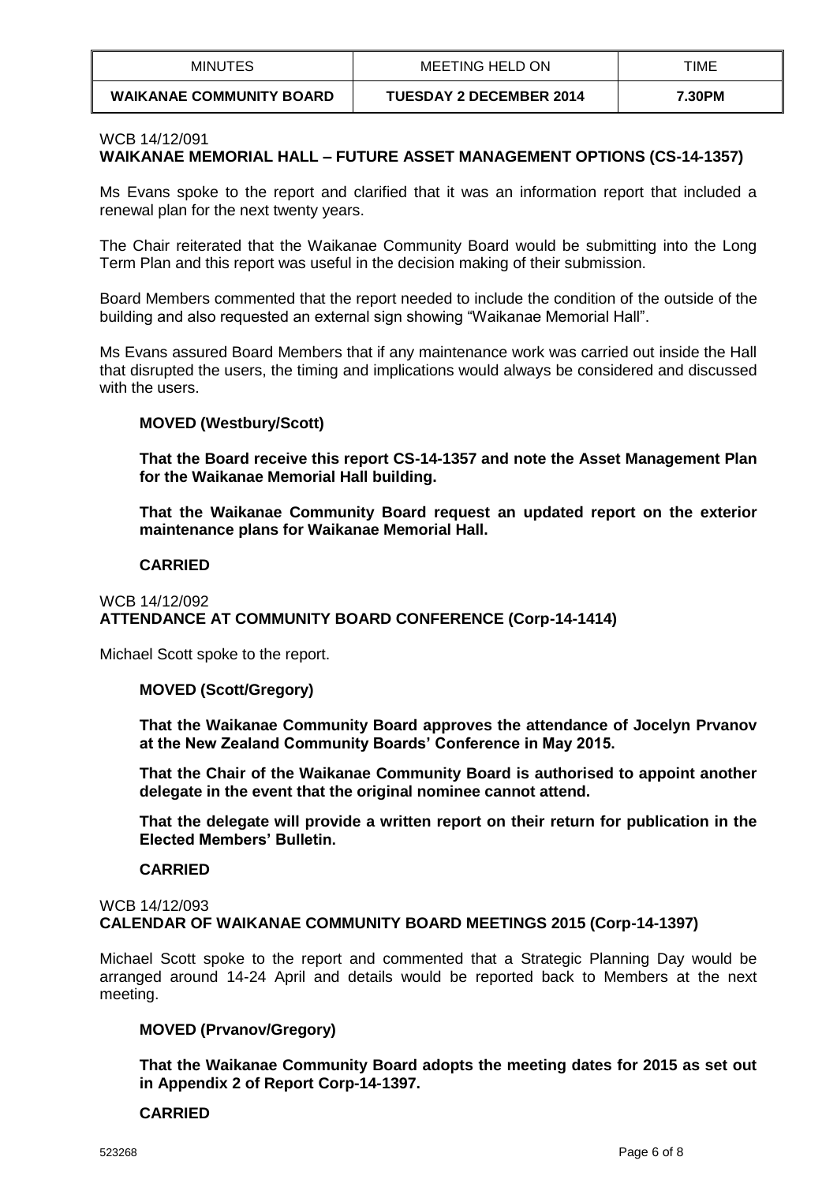| MINUTES | MEETING HELD ON | TIME |
| --- | --- | --- |
| **WAIKANAE COMMUNITY BOARD** | **TUESDAY 2 DECEMBER 2014** | **7.30PM** |

WCB 14/12/091
**WAIKANAE MEMORIAL HALL – FUTURE ASSET MANAGEMENT OPTIONS (CS-14-1357)**

Ms Evans spoke to the report and clarified that it was an information report that included a renewal plan for the next twenty years.

The Chair reiterated that the Waikanae Community Board would be submitting into the Long Term Plan and this report was useful in the decision making of their submission.

Board Members commented that the report needed to include the condition of the outside of the building and also requested an external sign showing "Waikanae Memorial Hall".

Ms Evans assured Board Members that if any maintenance work was carried out inside the Hall that disrupted the users, the timing and implications would always be considered and discussed with the users.

**MOVED (Westbury/Scott)**

**That the Board receive this report CS-14-1357 and note the Asset Management Plan for the Waikanae Memorial Hall building.**

**That the Waikanae Community Board request an updated report on the exterior maintenance plans for Waikanae Memorial Hall.**

**CARRIED**

WCB 14/12/092
**ATTENDANCE AT COMMUNITY BOARD CONFERENCE (Corp-14-1414)**

Michael Scott spoke to the report.

**MOVED (Scott/Gregory)**

**That the Waikanae Community Board approves the attendance of Jocelyn Prvanov at the New Zealand Community Boards' Conference in May 2015.**

**That the Chair of the Waikanae Community Board is authorised to appoint another delegate in the event that the original nominee cannot attend.**

**That the delegate will provide a written report on their return for publication in the Elected Members' Bulletin.**

**CARRIED**

WCB 14/12/093
**CALENDAR OF WAIKANAE COMMUNITY BOARD MEETINGS 2015 (Corp-14-1397)**

Michael Scott spoke to the report and commented that a Strategic Planning Day would be arranged around 14-24 April and details would be reported back to Members at the next meeting.

**MOVED (Prvanov/Gregory)**

**That the Waikanae Community Board adopts the meeting dates for 2015 as set out in Appendix 2 of Report Corp-14-1397.**

**CARRIED**

523268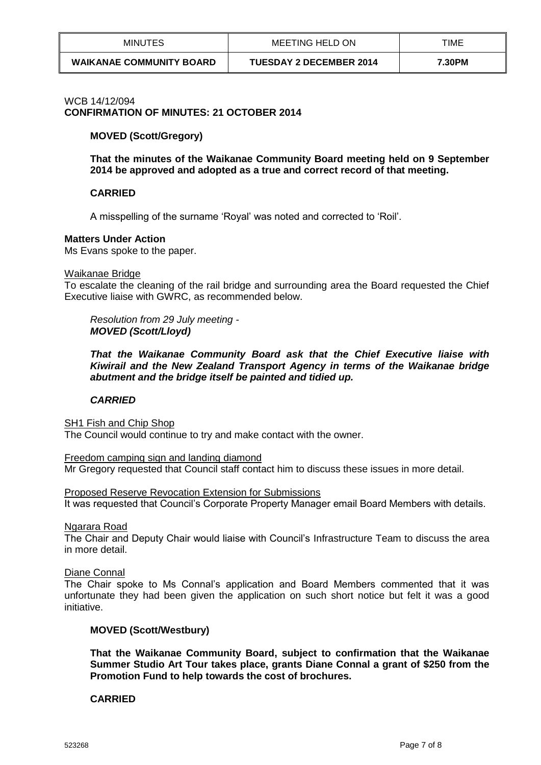| MINUTES | MEETING HELD ON | TIME |
| --- | --- | --- |
| **WAIKANAE COMMUNITY BOARD** | **TUESDAY 2 DECEMBER 2014** | **7.30PM** |

WCB 14/12/094
**CONFIRMATION OF MINUTES: 21 OCTOBER 2014**

**MOVED (Scott/Gregory)**

**That the minutes of the Waikanae Community Board meeting held on 9 September 2014 be approved and adopted as a true and correct record of that meeting.**

**CARRIED**

A misspelling of the surname 'Royal' was noted and corrected to 'Roil'.

**Matters Under Action**
Ms Evans spoke to the paper.

<u>Waikanae Bridge</u>
To escalate the cleaning of the rail bridge and surrounding area the Board requested the Chief Executive liaise with GWRC, as recommended below.

*Resolution from 29 July meeting -*
***MOVED (Scott/Lloyd)***

***That the Waikanae Community Board ask that the Chief Executive liaise with Kiwirail and the New Zealand Transport Agency in terms of the Waikanae bridge abutment and the bridge itself be painted and tidied up.***

***CARRIED***

<u>SH1 Fish and Chip Shop</u>
The Council would continue to try and make contact with the owner.

<u>Freedom camping sign and landing diamond</u>
Mr Gregory requested that Council staff contact him to discuss these issues in more detail.

<u>Proposed Reserve Revocation Extension for Submissions</u>
It was requested that Council's Corporate Property Manager email Board Members with details.

<u>Ngarara Road</u>
The Chair and Deputy Chair would liaise with Council's Infrastructure Team to discuss the area in more detail.

<u>Diane Connal</u>
The Chair spoke to Ms Connal's application and Board Members commented that it was unfortunate they had been given the application on such short notice but felt it was a good initiative.

**MOVED (Scott/Westbury)**

**That the Waikanae Community Board, subject to confirmation that the Waikanae Summer Studio Art Tour takes place, grants Diane Connal a grant of $250 from the Promotion Fund to help towards the cost of brochures.**

**CARRIED**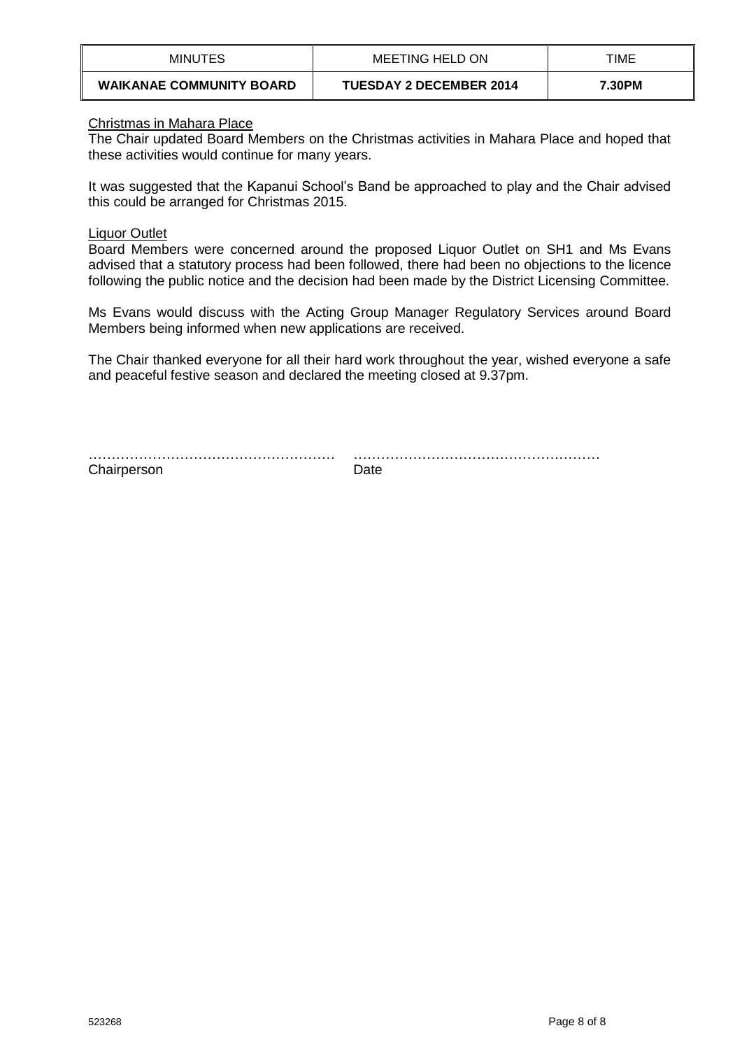Christmas in Mahara Place

The Chair updated Board Members on the Christmas activities in Mahara Place and hoped that these activities would continue for many years.

It was suggested that the Kapanui School's Band be approached to play and the Chair advised this could be arranged for Christmas 2015.

Liquor Outlet

Board Members were concerned around the proposed Liquor Outlet on SH1 and Ms Evans advised that a statutory process had been followed, there had been no objections to the licence following the public notice and the decision had been made by the District Licensing Committee.

Ms Evans would discuss with the Acting Group Manager Regulatory Services around Board Members being informed when new applications are received.

The Chair thanked everyone for all their hard work throughout the year, wished everyone a safe and peaceful festive season and declared the meeting closed at 9.37pm.

……………………………………………… ………………………………………………
Chairperson Date